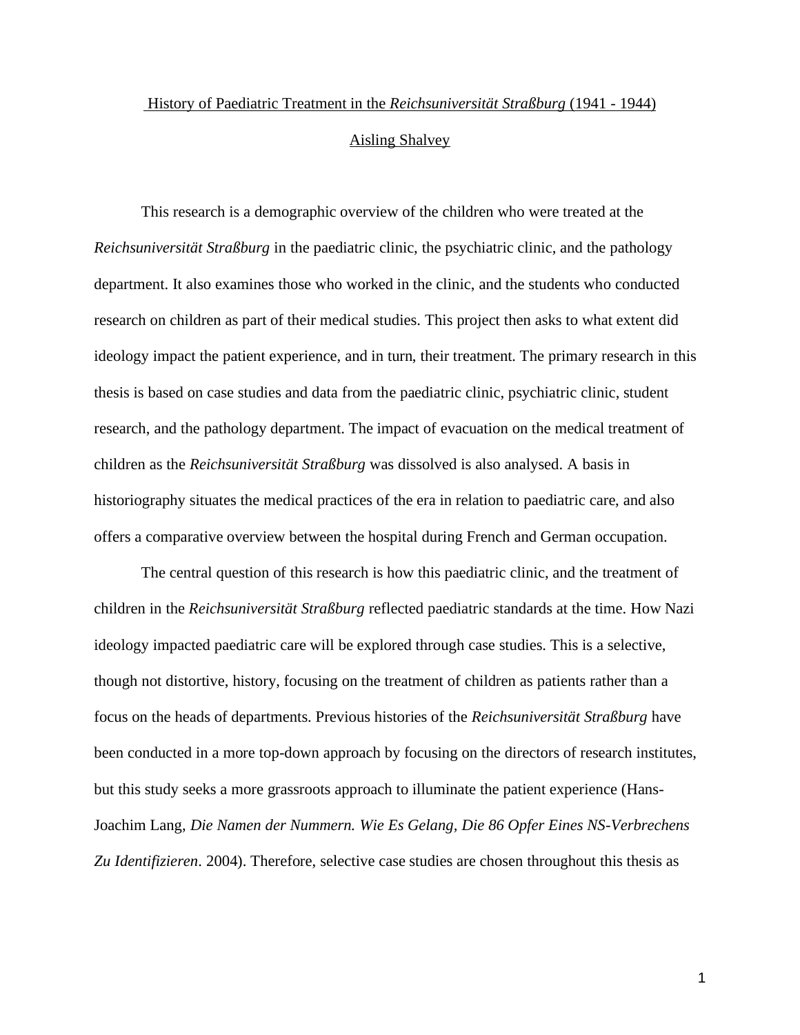# History of Paediatric Treatment in the *Reichsuniversität Straßburg* (1941 - 1944)

Aisling Shalvey

This research is a demographic overview of the children who were treated at the *Reichsuniversität Straßburg* in the paediatric clinic, the psychiatric clinic, and the pathology department. It also examines those who worked in the clinic, and the students who conducted research on children as part of their medical studies. This project then asks to what extent did ideology impact the patient experience, and in turn, their treatment. The primary research in this thesis is based on case studies and data from the paediatric clinic, psychiatric clinic, student research, and the pathology department. The impact of evacuation on the medical treatment of children as the *Reichsuniversität Straßburg* was dissolved is also analysed. A basis in historiography situates the medical practices of the era in relation to paediatric care, and also offers a comparative overview between the hospital during French and German occupation.

The central question of this research is how this paediatric clinic, and the treatment of children in the *Reichsuniversität Straßburg* reflected paediatric standards at the time. How Nazi ideology impacted paediatric care will be explored through case studies. This is a selective, though not distortive, history, focusing on the treatment of children as patients rather than a focus on the heads of departments. Previous histories of the *Reichsuniversität Straßburg* have been conducted in a more top-down approach by focusing on the directors of research institutes, but this study seeks a more grassroots approach to illuminate the patient experience (Hans-Joachim Lang, *Die Namen der Nummern. Wie Es Gelang, Die 86 Opfer Eines NS-Verbrechens Zu Identifizieren*. 2004). Therefore, selective case studies are chosen throughout this thesis as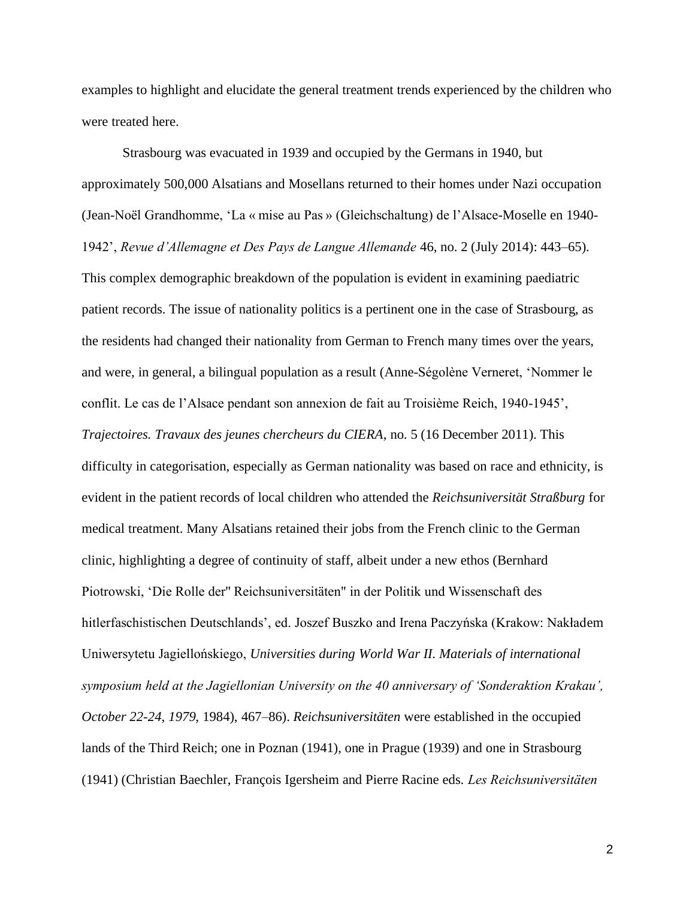examples to highlight and elucidate the general treatment trends experienced by the children who were treated here.

Strasbourg was evacuated in 1939 and occupied by the Germans in 1940, but approximately 500,000 Alsatians and Mosellans returned to their homes under Nazi occupation (Jean-Noël Grandhomme, 'La « mise au Pas » (Gleichschaltung) de l'Alsace-Moselle en 1940-1942', *Revue d'Allemagne et Des Pays de Langue Allemande* 46, no. 2 (July 2014): 443–65). This complex demographic breakdown of the population is evident in examining paediatric patient records. The issue of nationality politics is a pertinent one in the case of Strasbourg, as the residents had changed their nationality from German to French many times over the years, and were, in general, a bilingual population as a result (Anne-Ségolène Verneret, 'Nommer le conflit. Le cas de l'Alsace pendant son annexion de fait au Troisième Reich, 1940-1945', *Trajectoires. Travaux des jeunes chercheurs du CIERA*, no. 5 (16 December 2011). This difficulty in categorisation, especially as German nationality was based on race and ethnicity, is evident in the patient records of local children who attended the *Reichsuniversität Straßburg* for medical treatment. Many Alsatians retained their jobs from the French clinic to the German clinic, highlighting a degree of continuity of staff, albeit under a new ethos (Bernhard Piotrowski, 'Die Rolle der" Reichsuniversitäten" in der Politik und Wissenschaft des hitlerfaschistischen Deutschlands', ed. Joszef Buszko and Irena Paczyńska (Krakow: Nakładem Uniwersytetu Jagiellońskiego, *Universities during World War II. Materials of international symposium held at the Jagiellonian University on the 40 anniversary of 'Sonderaktion Krakau', October 22-24, 1979*, 1984), 467–86). *Reichsuniversitäten* were established in the occupied lands of the Third Reich; one in Poznan (1941), one in Prague (1939) and one in Strasbourg (1941) (Christian Baechler, François Igersheim and Pierre Racine eds. *Les Reichsuniversitäten*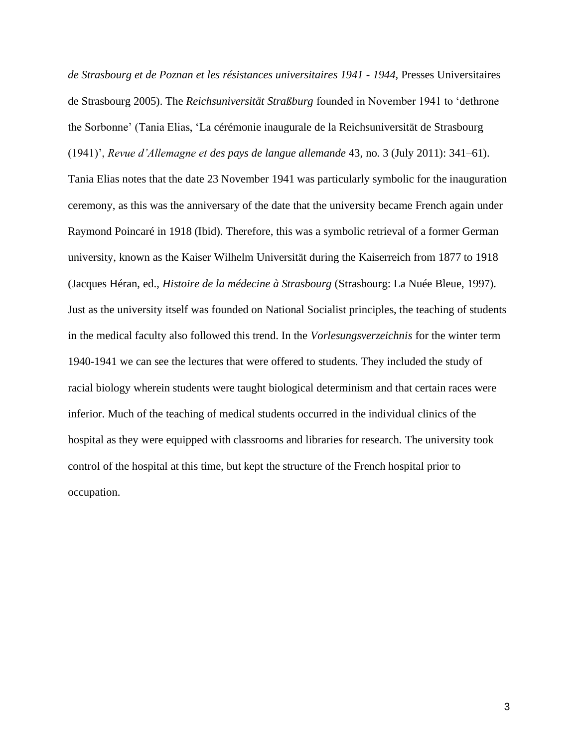*de Strasbourg et de Poznan et les résistances universitaires 1941 - 1944,* Presses Universitaires de Strasbourg 2005). The *Reichsuniversität Straßburg* founded in November 1941 to 'dethrone the Sorbonne' (Tania Elias, 'La cérémonie inaugurale de la Reichsuniversität de Strasbourg (1941)', *Revue d'Allemagne et des pays de langue allemande* 43, no. 3 (July 2011): 341–61). Tania Elias notes that the date 23 November 1941 was particularly symbolic for the inauguration ceremony, as this was the anniversary of the date that the university became French again under Raymond Poincaré in 1918 (Ibid). Therefore, this was a symbolic retrieval of a former German university, known as the Kaiser Wilhelm Universität during the Kaiserreich from 1877 to 1918 (Jacques Héran, ed., *Histoire de la médecine à Strasbourg* (Strasbourg: La Nuée Bleue, 1997). Just as the university itself was founded on National Socialist principles, the teaching of students in the medical faculty also followed this trend. In the *Vorlesungsverzeichnis* for the winter term 1940-1941 we can see the lectures that were offered to students. They included the study of racial biology wherein students were taught biological determinism and that certain races were inferior. Much of the teaching of medical students occurred in the individual clinics of the hospital as they were equipped with classrooms and libraries for research. The university took control of the hospital at this time, but kept the structure of the French hospital prior to occupation.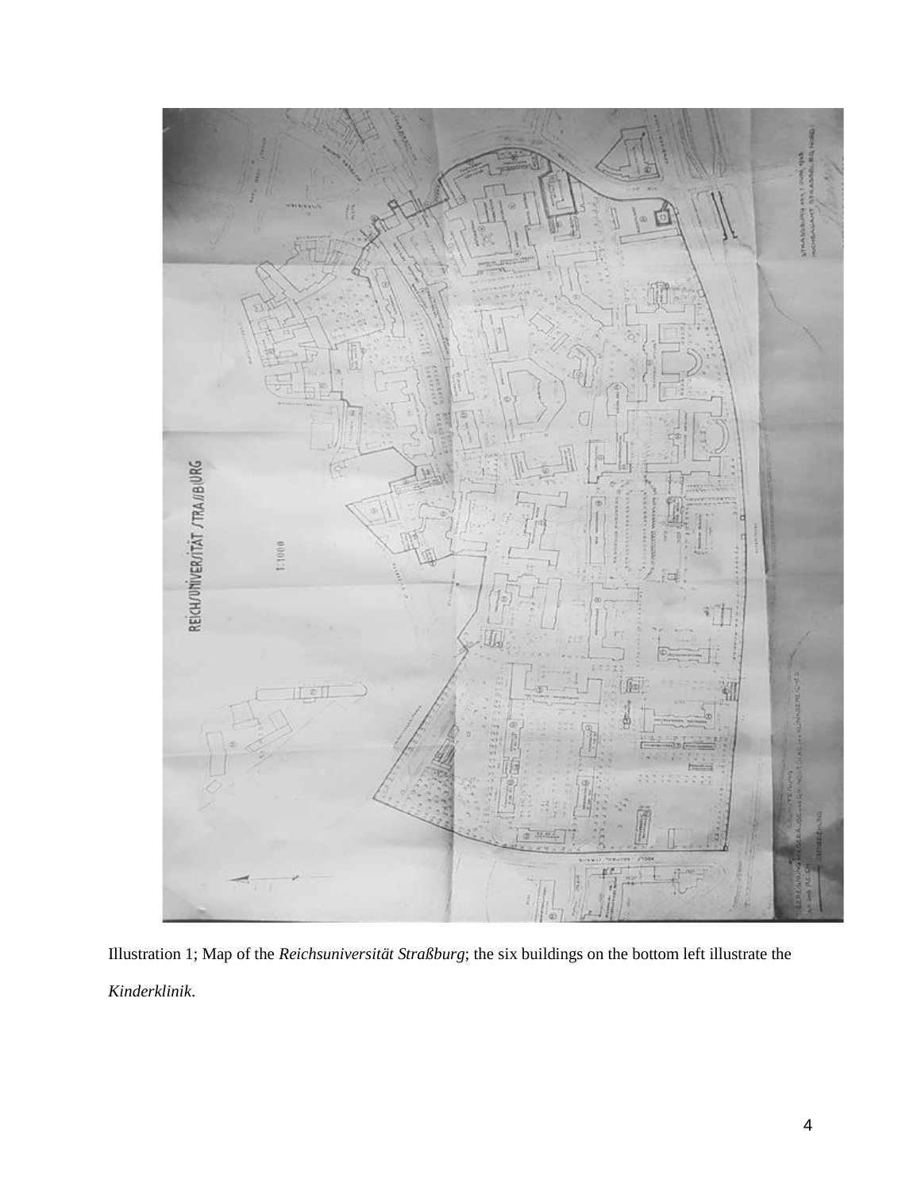Illustration 1; Map of the *Reichsuniversität Straßburg*; the six buildings on the bottom left illustrate the *Kinderklinik*.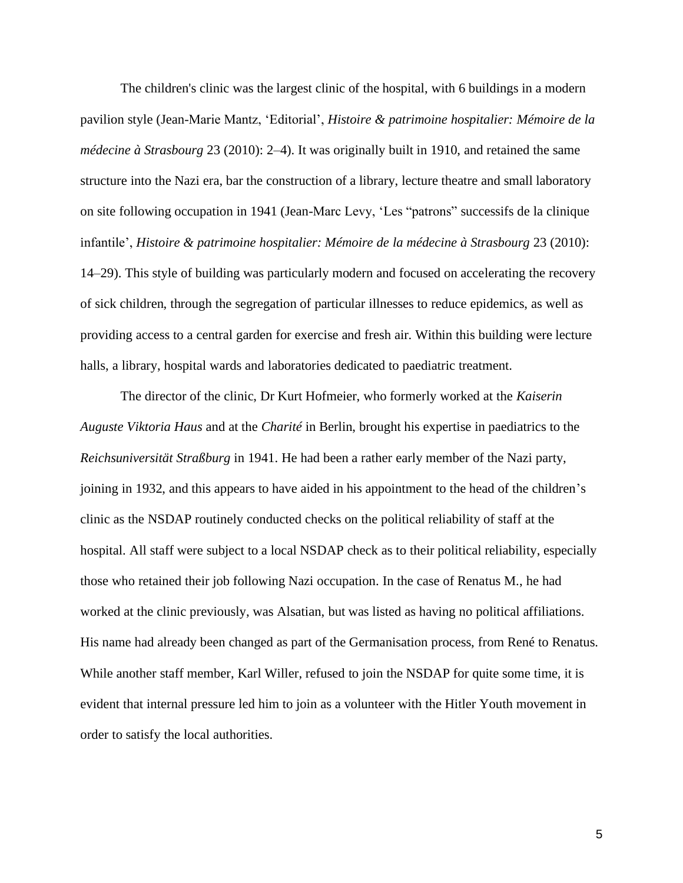The children's clinic was the largest clinic of the hospital, with 6 buildings in a modern pavilion style (Jean-Marie Mantz, 'Editorial', *Histoire & patrimoine hospitalier: Mémoire de la médecine à Strasbourg* 23 (2010): 2–4). It was originally built in 1910, and retained the same structure into the Nazi era, bar the construction of a library, lecture theatre and small laboratory on site following occupation in 1941 (Jean-Marc Levy, 'Les "patrons" successifs de la clinique infantile', *Histoire & patrimoine hospitalier: Mémoire de la médecine à Strasbourg* 23 (2010): 14–29). This style of building was particularly modern and focused on accelerating the recovery of sick children, through the segregation of particular illnesses to reduce epidemics, as well as providing access to a central garden for exercise and fresh air. Within this building were lecture halls, a library, hospital wards and laboratories dedicated to paediatric treatment.

The director of the clinic, Dr Kurt Hofmeier, who formerly worked at the *Kaiserin Auguste Viktoria Haus* and at the *Charité* in Berlin, brought his expertise in paediatrics to the *Reichsuniversität Straßburg* in 1941. He had been a rather early member of the Nazi party, joining in 1932, and this appears to have aided in his appointment to the head of the children's clinic as the NSDAP routinely conducted checks on the political reliability of staff at the hospital. All staff were subject to a local NSDAP check as to their political reliability, especially those who retained their job following Nazi occupation. In the case of Renatus M., he had worked at the clinic previously, was Alsatian, but was listed as having no political affiliations. His name had already been changed as part of the Germanisation process, from René to Renatus. While another staff member, Karl Willer, refused to join the NSDAP for quite some time, it is evident that internal pressure led him to join as a volunteer with the Hitler Youth movement in order to satisfy the local authorities.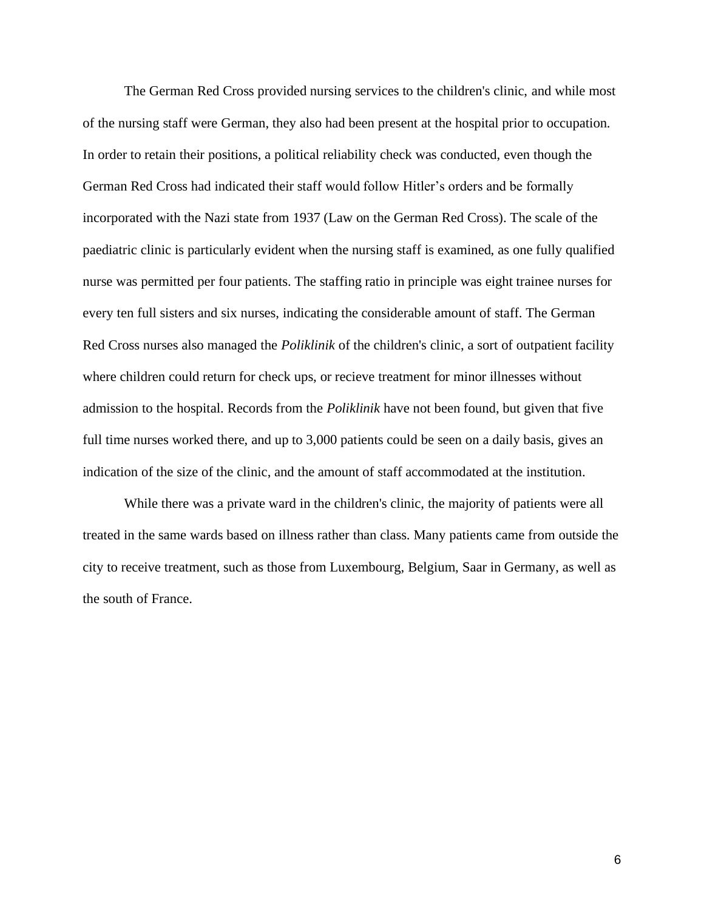The German Red Cross provided nursing services to the children's clinic, and while most of the nursing staff were German, they also had been present at the hospital prior to occupation. In order to retain their positions, a political reliability check was conducted, even though the German Red Cross had indicated their staff would follow Hitler's orders and be formally incorporated with the Nazi state from 1937 (Law on the German Red Cross). The scale of the paediatric clinic is particularly evident when the nursing staff is examined, as one fully qualified nurse was permitted per four patients. The staffing ratio in principle was eight trainee nurses for every ten full sisters and six nurses, indicating the considerable amount of staff. The German Red Cross nurses also managed the *Poliklinik* of the children's clinic, a sort of outpatient facility where children could return for check ups, or recieve treatment for minor illnesses without admission to the hospital. Records from the *Poliklinik* have not been found, but given that five full time nurses worked there, and up to 3,000 patients could be seen on a daily basis, gives an indication of the size of the clinic, and the amount of staff accommodated at the institution.

While there was a private ward in the children's clinic, the majority of patients were all treated in the same wards based on illness rather than class. Many patients came from outside the city to receive treatment, such as those from Luxembourg, Belgium, Saar in Germany, as well as the south of France.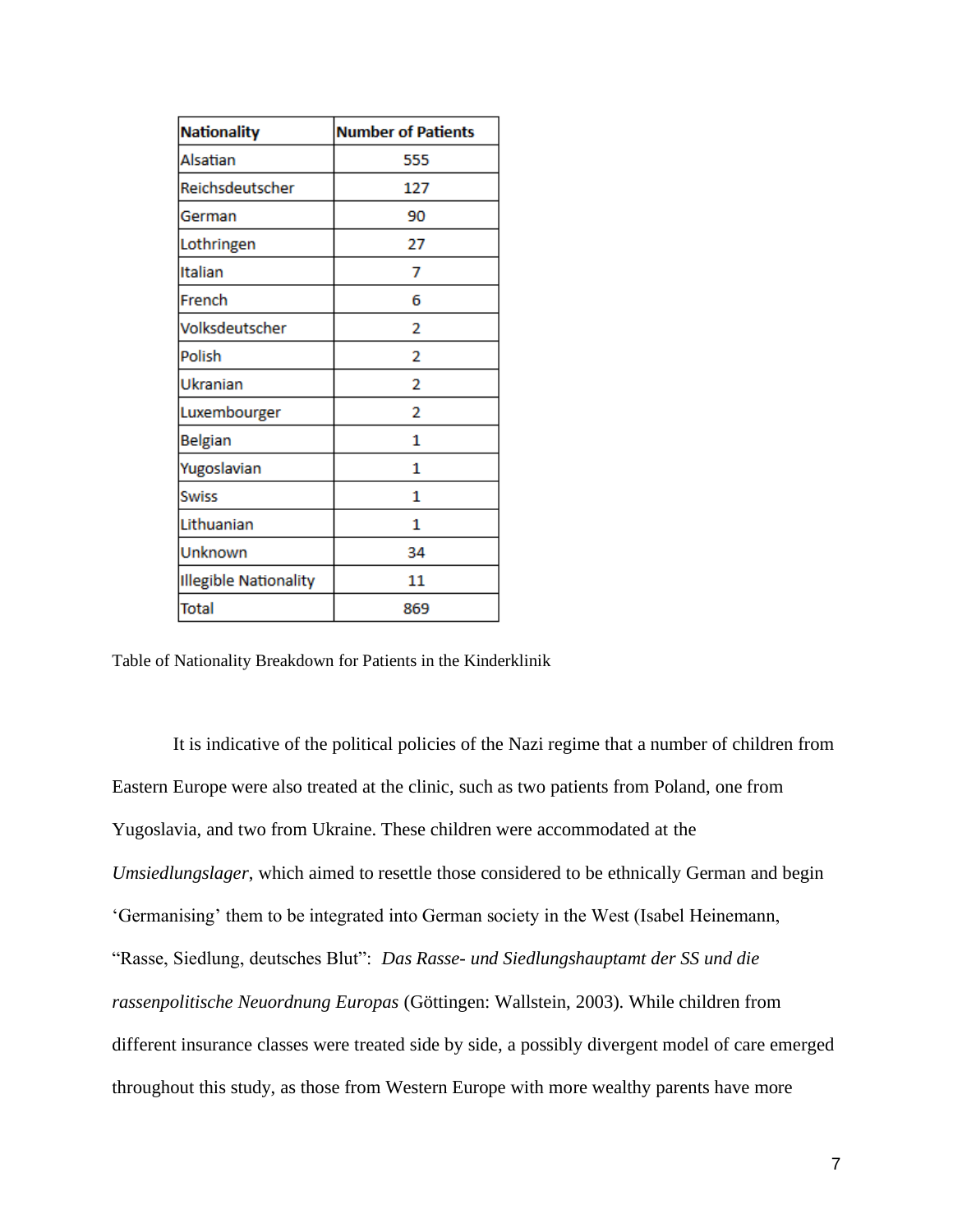| Nationality | Number of Patients |
|---|---|
| Alsatian | 555 |
| Reichsdeutscher | 127 |
| German | 90 |
| Lothringen | 27 |
| Italian | 7 |
| French | 6 |
| Volksdeutscher | 2 |
| Polish | 2 |
| Ukranian | 2 |
| Luxembourger | 2 |
| Belgian | 1 |
| Yugoslavian | 1 |
| Swiss | 1 |
| Lithuanian | 1 |
| Unknown | 34 |
| Illegible Nationality | 11 |
| Total | 869 |

Table of Nationality Breakdown for Patients in the Kinderklinik

It is indicative of the political policies of the Nazi regime that a number of children from Eastern Europe were also treated at the clinic, such as two patients from Poland, one from Yugoslavia, and two from Ukraine. These children were accommodated at the *Umsiedlungslager*, which aimed to resettle those considered to be ethnically German and begin 'Germanising' them to be integrated into German society in the West (Isabel Heinemann, "Rasse, Siedlung, deutsches Blut": *Das Rasse- und Siedlungshauptamt der SS und die rassenpolitische Neuordnung Europas* (Göttingen: Wallstein, 2003). While children from different insurance classes were treated side by side, a possibly divergent model of care emerged throughout this study, as those from Western Europe with more wealthy parents have more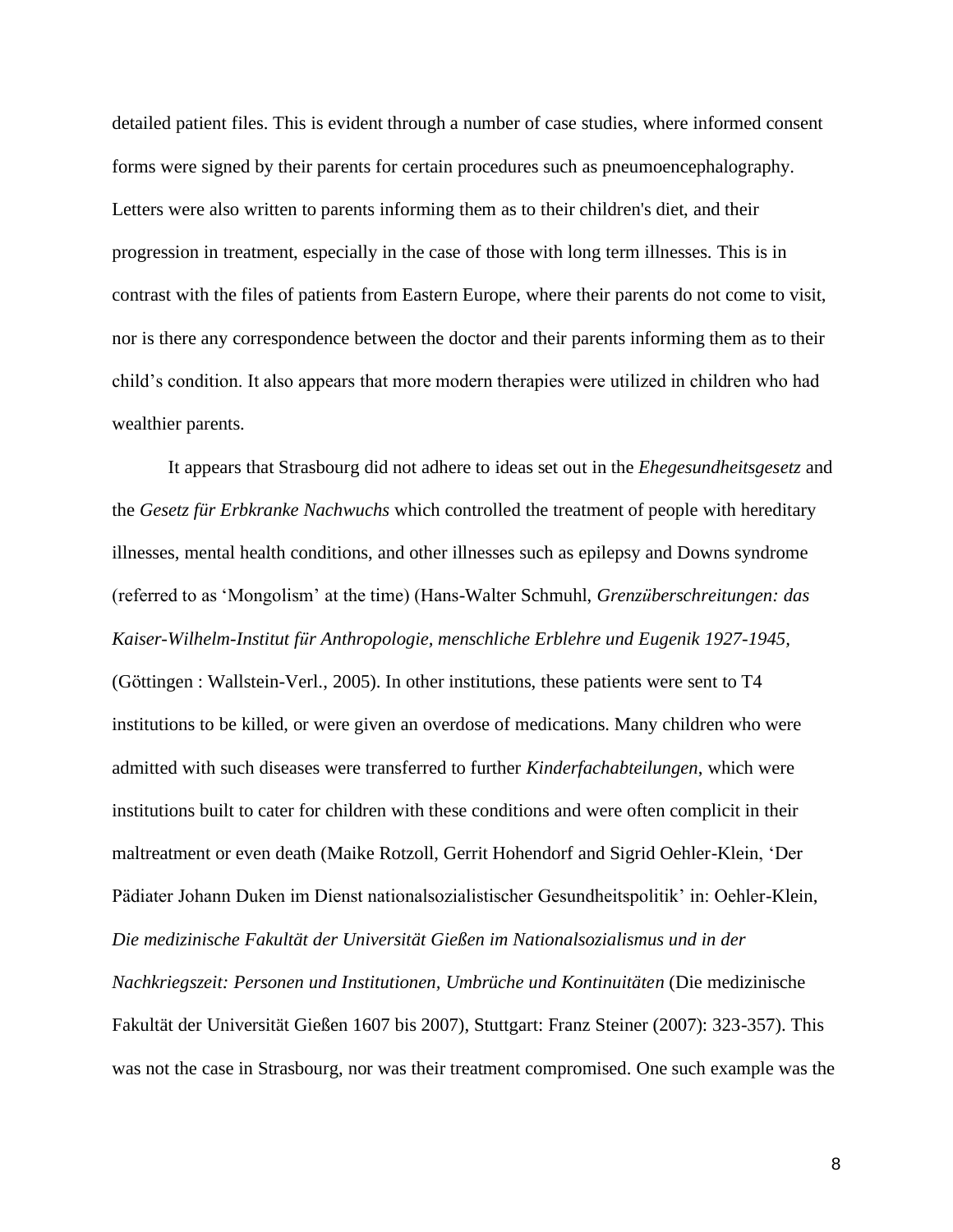detailed patient files. This is evident through a number of case studies, where informed consent forms were signed by their parents for certain procedures such as pneumoencephalography. Letters were also written to parents informing them as to their children's diet, and their progression in treatment, especially in the case of those with long term illnesses. This is in contrast with the files of patients from Eastern Europe, where their parents do not come to visit, nor is there any correspondence between the doctor and their parents informing them as to their child's condition. It also appears that more modern therapies were utilized in children who had wealthier parents.

It appears that Strasbourg did not adhere to ideas set out in the *Ehegesundheitsgesetz* and the *Gesetz für Erbkranke Nachwuchs* which controlled the treatment of people with hereditary illnesses, mental health conditions, and other illnesses such as epilepsy and Downs syndrome (referred to as 'Mongolism' at the time) (Hans-Walter Schmuhl, *Grenzüberschreitungen: das Kaiser-Wilhelm-Institut für Anthropologie, menschliche Erblehre und Eugenik 1927-1945,* (Göttingen : Wallstein-Verl., 2005). In other institutions, these patients were sent to T4 institutions to be killed, or were given an overdose of medications. Many children who were admitted with such diseases were transferred to further *Kinderfachabteilungen*, which were institutions built to cater for children with these conditions and were often complicit in their maltreatment or even death (Maike Rotzoll, Gerrit Hohendorf and Sigrid Oehler-Klein, 'Der Pädiater Johann Duken im Dienst nationalsozialistischer Gesundheitspolitik' in: Oehler-Klein, *Die medizinische Fakultät der Universität Gießen im Nationalsozialismus und in der Nachkriegszeit: Personen und Institutionen, Umbrüche und Kontinuitäten* (Die medizinische Fakultät der Universität Gießen 1607 bis 2007), Stuttgart: Franz Steiner (2007): 323-357). This was not the case in Strasbourg, nor was their treatment compromised. One such example was the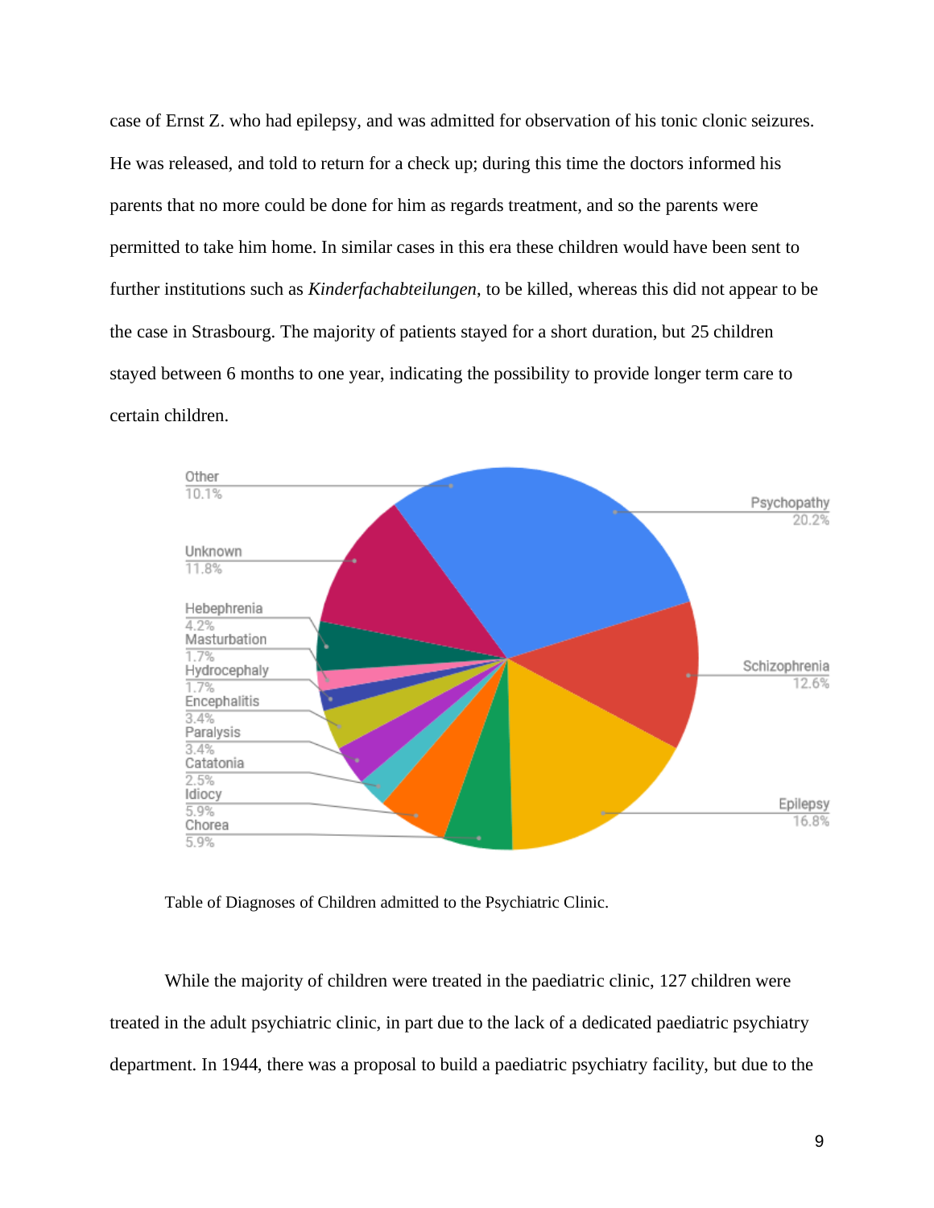case of Ernst Z. who had epilepsy, and was admitted for observation of his tonic clonic seizures. He was released, and told to return for a check up; during this time the doctors informed his parents that no more could be done for him as regards treatment, and so the parents were permitted to take him home. In similar cases in this era these children would have been sent to further institutions such as *Kinderfachabteilungen*, to be killed, whereas this did not appear to be the case in Strasbourg. The majority of patients stayed for a short duration, but 25 children stayed between 6 months to one year, indicating the possibility to provide longer term care to certain children.

Table of Diagnoses of Children admitted to the Psychiatric Clinic.

While the majority of children were treated in the paediatric clinic, 127 children were treated in the adult psychiatric clinic, in part due to the lack of a dedicated paediatric psychiatry department. In 1944, there was a proposal to build a paediatric psychiatry facility, but due to the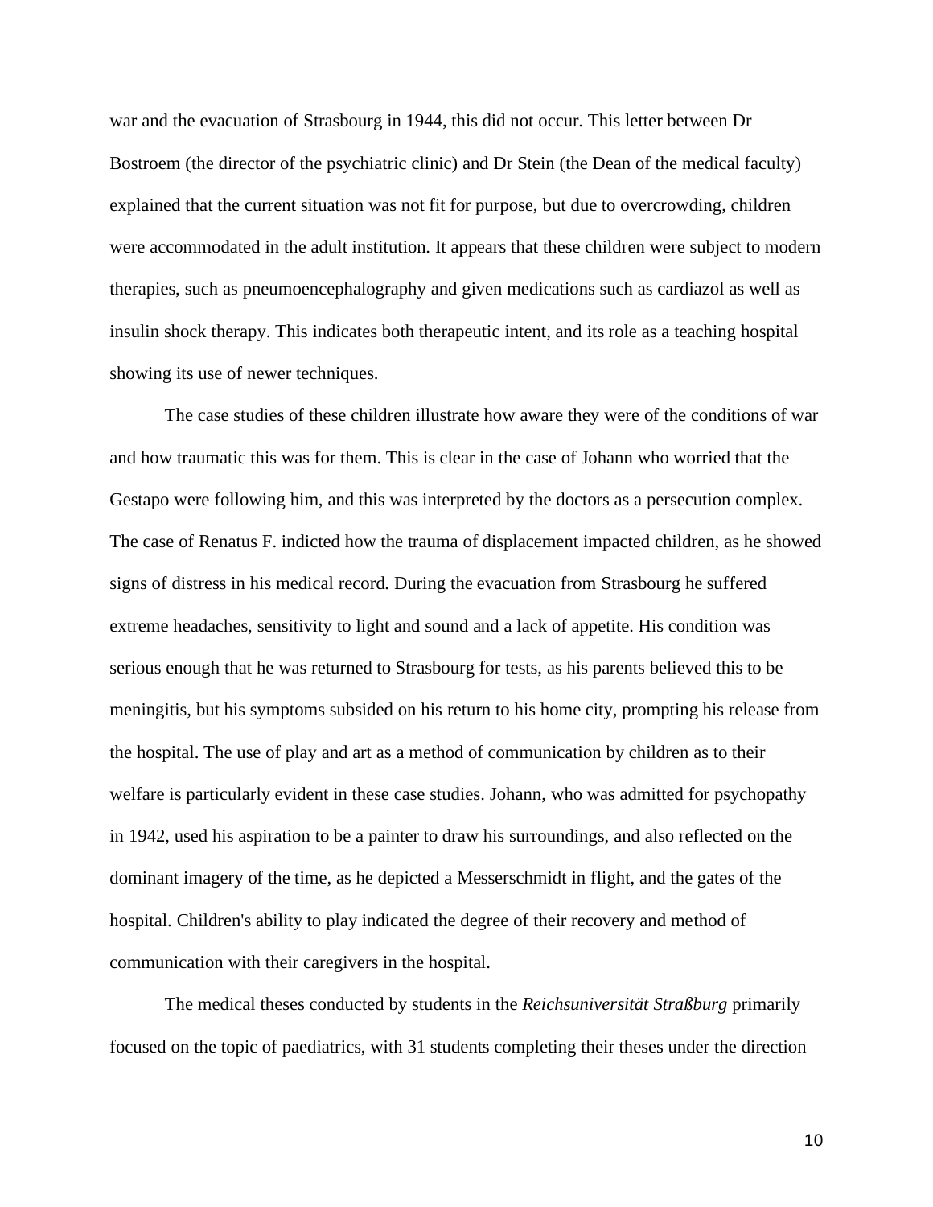war and the evacuation of Strasbourg in 1944, this did not occur. This letter between Dr Bostroem (the director of the psychiatric clinic) and Dr Stein (the Dean of the medical faculty) explained that the current situation was not fit for purpose, but due to overcrowding, children were accommodated in the adult institution. It appears that these children were subject to modern therapies, such as pneumoencephalography and given medications such as cardiazol as well as insulin shock therapy. This indicates both therapeutic intent, and its role as a teaching hospital showing its use of newer techniques.

The case studies of these children illustrate how aware they were of the conditions of war and how traumatic this was for them. This is clear in the case of Johann who worried that the Gestapo were following him, and this was interpreted by the doctors as a persecution complex. The case of Renatus F. indicted how the trauma of displacement impacted children, as he showed signs of distress in his medical record. During the evacuation from Strasbourg he suffered extreme headaches, sensitivity to light and sound and a lack of appetite. His condition was serious enough that he was returned to Strasbourg for tests, as his parents believed this to be meningitis, but his symptoms subsided on his return to his home city, prompting his release from the hospital. The use of play and art as a method of communication by children as to their welfare is particularly evident in these case studies. Johann, who was admitted for psychopathy in 1942, used his aspiration to be a painter to draw his surroundings, and also reflected on the dominant imagery of the time, as he depicted a Messerschmidt in flight, and the gates of the hospital. Children's ability to play indicated the degree of their recovery and method of communication with their caregivers in the hospital.

The medical theses conducted by students in the *Reichsuniversität Straßburg* primarily focused on the topic of paediatrics, with 31 students completing their theses under the direction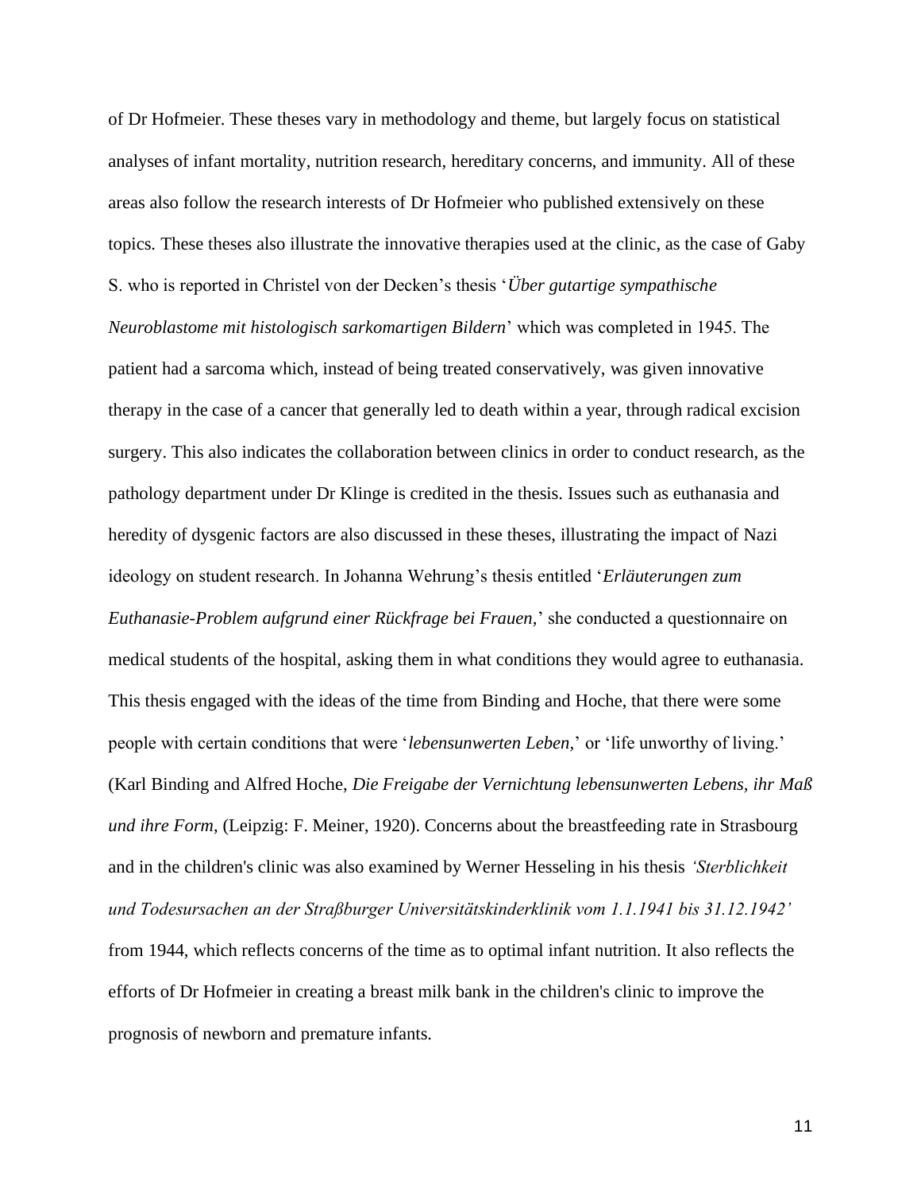of Dr Hofmeier. These theses vary in methodology and theme, but largely focus on statistical analyses of infant mortality, nutrition research, hereditary concerns, and immunity. All of these areas also follow the research interests of Dr Hofmeier who published extensively on these topics. These theses also illustrate the innovative therapies used at the clinic, as the case of Gaby S. who is reported in Christel von der Decken's thesis '*Über gutartige sympathische Neuroblastome mit histologisch sarkomartigen Bildern*' which was completed in 1945. The patient had a sarcoma which, instead of being treated conservatively, was given innovative therapy in the case of a cancer that generally led to death within a year, through radical excision surgery. This also indicates the collaboration between clinics in order to conduct research, as the pathology department under Dr Klinge is credited in the thesis. Issues such as euthanasia and heredity of dysgenic factors are also discussed in these theses, illustrating the impact of Nazi ideology on student research. In Johanna Wehrung's thesis entitled '*Erläuterungen zum Euthanasie-Problem aufgrund einer Rückfrage bei Frauen,*' she conducted a questionnaire on medical students of the hospital, asking them in what conditions they would agree to euthanasia. This thesis engaged with the ideas of the time from Binding and Hoche, that there were some people with certain conditions that were '*lebensunwerten Leben,*' or 'life unworthy of living.' (Karl Binding and Alfred Hoche, *Die Freigabe der Vernichtung lebensunwerten Lebens, ihr Maß und ihre Form*, (Leipzig: F. Meiner, 1920). Concerns about the breastfeeding rate in Strasbourg and in the children's clinic was also examined by Werner Hesseling in his thesis *'Sterblichkeit und Todesursachen an der Straßburger Universitätskinderklinik vom 1.1.1941 bis 31.12.1942'* from 1944, which reflects concerns of the time as to optimal infant nutrition. It also reflects the efforts of Dr Hofmeier in creating a breast milk bank in the children's clinic to improve the prognosis of newborn and premature infants.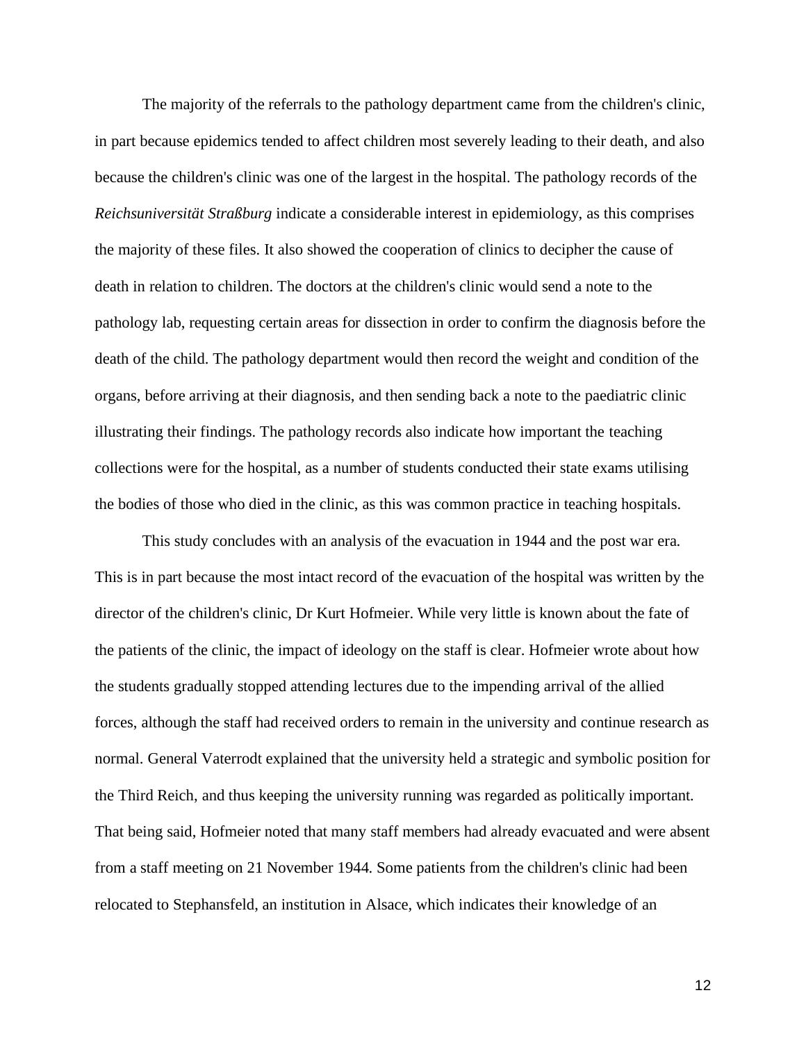The majority of the referrals to the pathology department came from the children's clinic, in part because epidemics tended to affect children most severely leading to their death, and also because the children's clinic was one of the largest in the hospital. The pathology records of the *Reichsuniversität Straßburg* indicate a considerable interest in epidemiology, as this comprises the majority of these files. It also showed the cooperation of clinics to decipher the cause of death in relation to children. The doctors at the children's clinic would send a note to the pathology lab, requesting certain areas for dissection in order to confirm the diagnosis before the death of the child. The pathology department would then record the weight and condition of the organs, before arriving at their diagnosis, and then sending back a note to the paediatric clinic illustrating their findings. The pathology records also indicate how important the teaching collections were for the hospital, as a number of students conducted their state exams utilising the bodies of those who died in the clinic, as this was common practice in teaching hospitals.

This study concludes with an analysis of the evacuation in 1944 and the post war era. This is in part because the most intact record of the evacuation of the hospital was written by the director of the children's clinic, Dr Kurt Hofmeier. While very little is known about the fate of the patients of the clinic, the impact of ideology on the staff is clear. Hofmeier wrote about how the students gradually stopped attending lectures due to the impending arrival of the allied forces, although the staff had received orders to remain in the university and continue research as normal. General Vaterrodt explained that the university held a strategic and symbolic position for the Third Reich, and thus keeping the university running was regarded as politically important. That being said, Hofmeier noted that many staff members had already evacuated and were absent from a staff meeting on 21 November 1944. Some patients from the children's clinic had been relocated to Stephansfeld, an institution in Alsace, which indicates their knowledge of an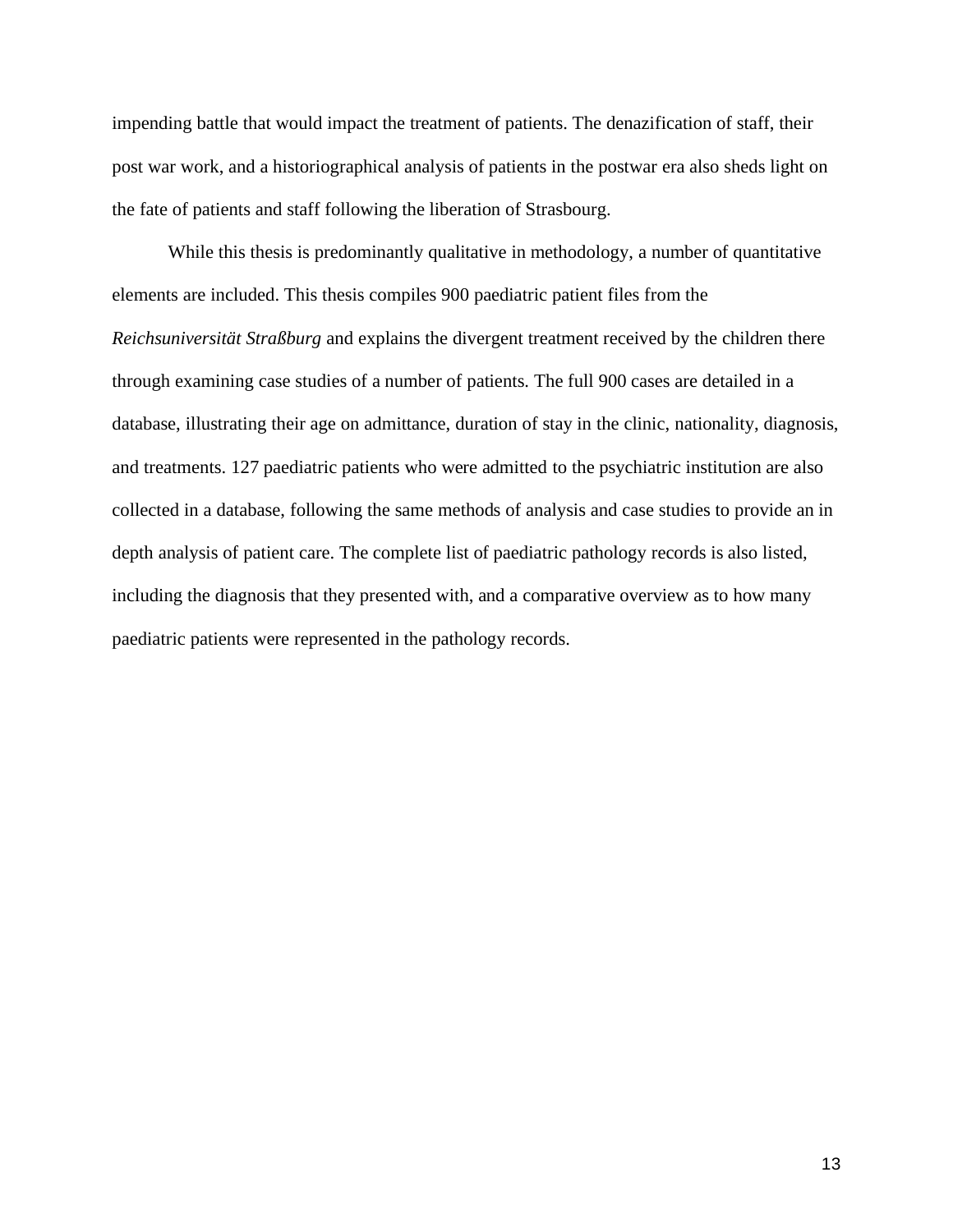impending battle that would impact the treatment of patients. The denazification of staff, their post war work, and a historiographical analysis of patients in the postwar era also sheds light on the fate of patients and staff following the liberation of Strasbourg.

While this thesis is predominantly qualitative in methodology, a number of quantitative elements are included. This thesis compiles 900 paediatric patient files from the *Reichsuniversität Straßburg* and explains the divergent treatment received by the children there through examining case studies of a number of patients. The full 900 cases are detailed in a database, illustrating their age on admittance, duration of stay in the clinic, nationality, diagnosis, and treatments. 127 paediatric patients who were admitted to the psychiatric institution are also collected in a database, following the same methods of analysis and case studies to provide an in depth analysis of patient care. The complete list of paediatric pathology records is also listed, including the diagnosis that they presented with, and a comparative overview as to how many paediatric patients were represented in the pathology records.